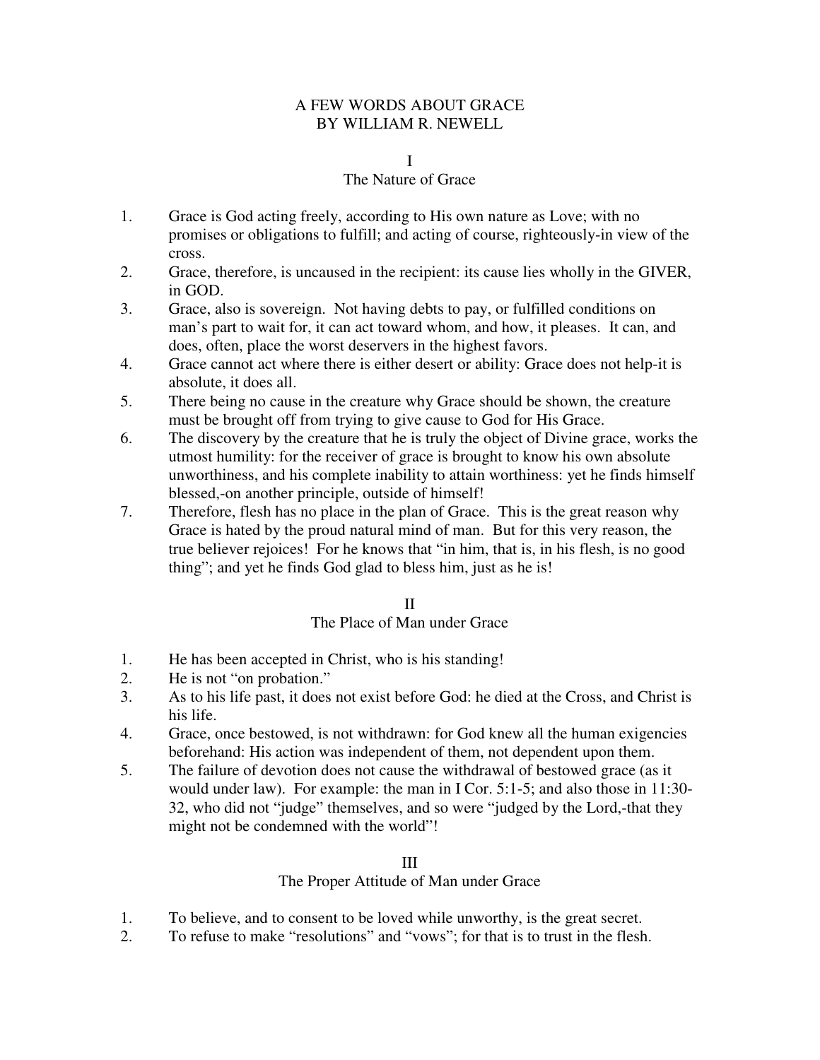# A FEW WORDS ABOUT GRACE
# BY WILLIAM R. NEWELL

## I
## The Nature of Grace

1. Grace is God acting freely, according to His own nature as Love; with no promises or obligations to fulfill; and acting of course, righteously-in view of the cross.
2. Grace, therefore, is uncaused in the recipient: its cause lies wholly in the GIVER, in GOD.
3. Grace, also is sovereign. Not having debts to pay, or fulfilled conditions on man's part to wait for, it can act toward whom, and how, it pleases. It can, and does, often, place the worst deservers in the highest favors.
4. Grace cannot act where there is either desert or ability: Grace does not help-it is absolute, it does all.
5. There being no cause in the creature why Grace should be shown, the creature must be brought off from trying to give cause to God for His Grace.
6. The discovery by the creature that he is truly the object of Divine grace, works the utmost humility: for the receiver of grace is brought to know his own absolute unworthiness, and his complete inability to attain worthiness: yet he finds himself blessed,-on another principle, outside of himself!
7. Therefore, flesh has no place in the plan of Grace. This is the great reason why Grace is hated by the proud natural mind of man. But for this very reason, the true believer rejoices! For he knows that "in him, that is, in his flesh, is no good thing"; and yet he finds God glad to bless him, just as he is!

## II
## The Place of Man under Grace

1. He has been accepted in Christ, who is his standing!
2. He is not "on probation."
3. As to his life past, it does not exist before God: he died at the Cross, and Christ is his life.
4. Grace, once bestowed, is not withdrawn: for God knew all the human exigencies beforehand: His action was independent of them, not dependent upon them.
5. The failure of devotion does not cause the withdrawal of bestowed grace (as it would under law). For example: the man in I Cor. 5:1-5; and also those in 11:30-32, who did not "judge" themselves, and so were "judged by the Lord,-that they might not be condemned with the world"!

## III
## The Proper Attitude of Man under Grace

1. To believe, and to consent to be loved while unworthy, is the great secret.
2. To refuse to make "resolutions" and "vows"; for that is to trust in the flesh.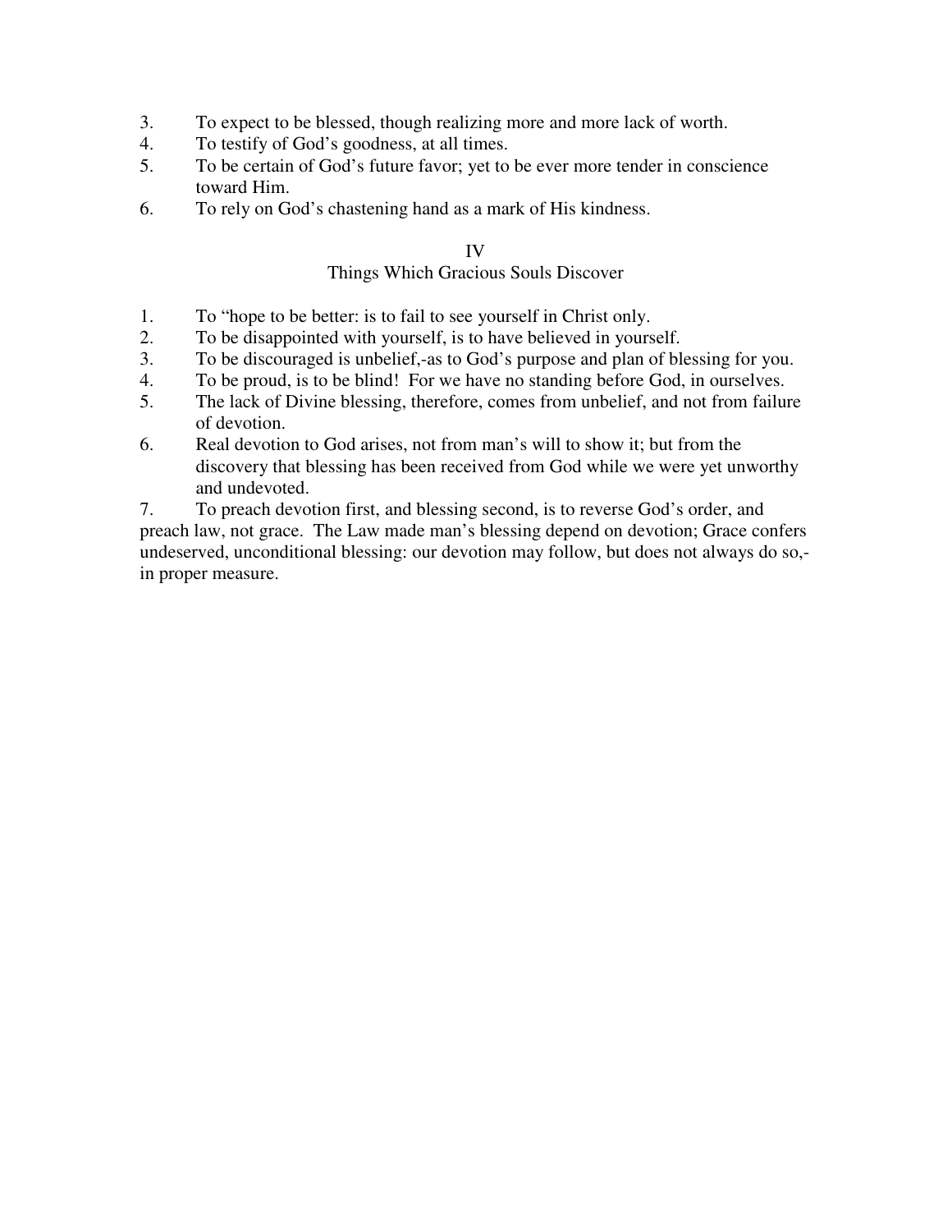3. To expect to be blessed, though realizing more and more lack of worth.
4. To testify of God's goodness, at all times.
5. To be certain of God's future favor; yet to be ever more tender in conscience toward Him.
6. To rely on God's chastening hand as a mark of His kindness.

## IV
## Things Which Gracious Souls Discover

1. To "hope to be better: is to fail to see yourself in Christ only.
2. To be disappointed with yourself, is to have believed in yourself.
3. To be discouraged is unbelief,-as to God's purpose and plan of blessing for you.
4. To be proud, is to be blind! For we have no standing before God, in ourselves.
5. The lack of Divine blessing, therefore, comes from unbelief, and not from failure of devotion.
6. Real devotion to God arises, not from man's will to show it; but from the discovery that blessing has been received from God while we were yet unworthy and undevoted.
7. To preach devotion first, and blessing second, is to reverse God's order, and preach law, not grace. The Law made man's blessing depend on devotion; Grace confers undeserved, unconditional blessing: our devotion may follow, but does not always do so,- in proper measure.